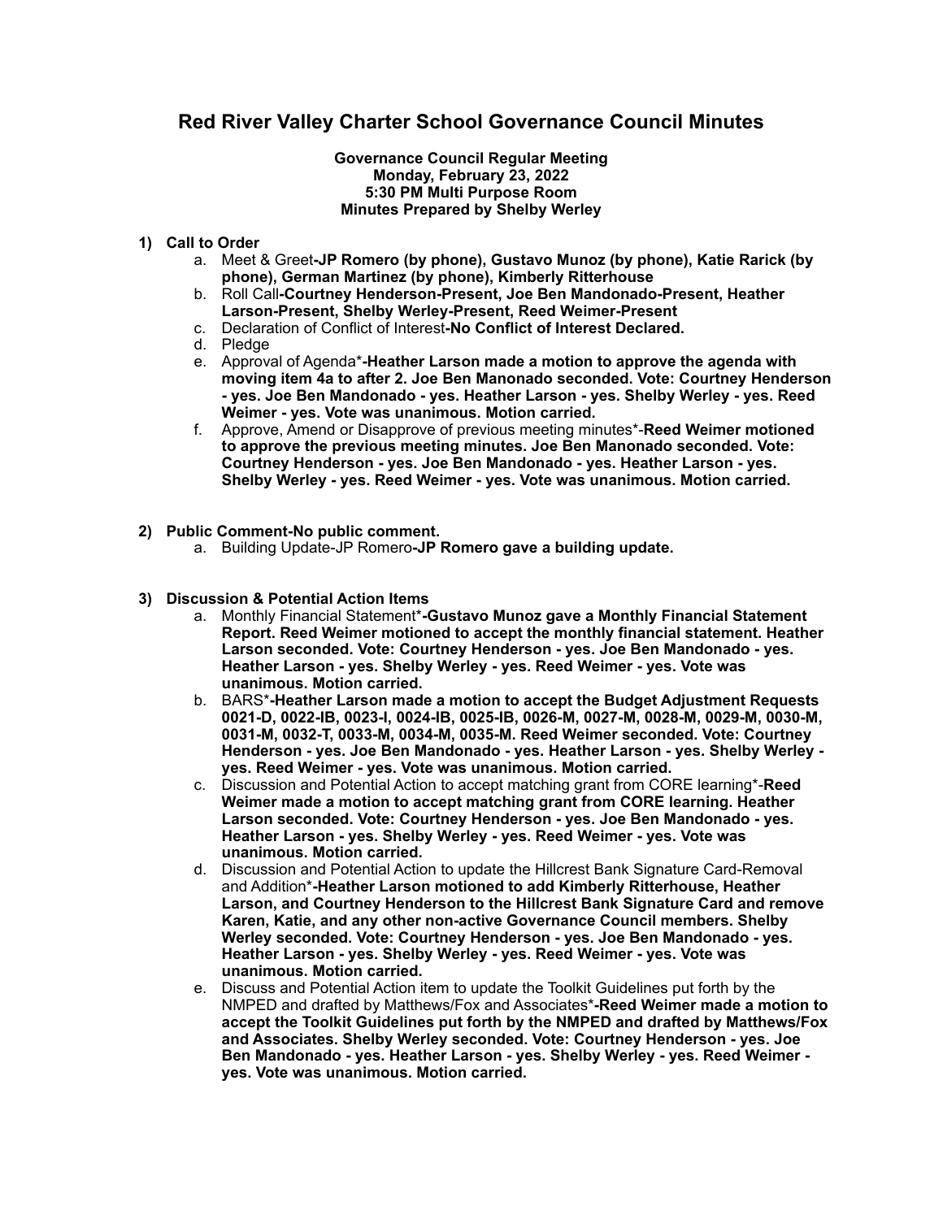# Red River Valley Charter School Governance Council Minutes

**Governance Council Regular Meeting**
**Monday, February 23, 2022**
**5:30 PM Multi Purpose Room**
**Minutes Prepared by Shelby Werley**

1) **Call to Order**
   a. Meet & Greet**-JP Romero (by phone), Gustavo Munoz (by phone), Katie Rarick (by phone), German Martinez (by phone), Kimberly Ritterhouse**
   b. Roll Call**-Courtney Henderson-Present, Joe Ben Mandonado-Present, Heather Larson-Present, Shelby Werley-Present, Reed Weimer-Present**
   c. Declaration of Conflict of Interest**-No Conflict of Interest Declared.**
   d. Pledge
   e. Approval of Agenda\***-Heather Larson made a motion to approve the agenda with moving item 4a to after 2. Joe Ben Manonado seconded. Vote: Courtney Henderson - yes. Joe Ben Mandonado - yes. Heather Larson - yes. Shelby Werley - yes. Reed Weimer - yes. Vote was unanimous. Motion carried.**
   f. Approve, Amend or Disapprove of previous meeting minutes\*-**Reed Weimer motioned to approve the previous meeting minutes. Joe Ben Manonado seconded. Vote: Courtney Henderson - yes. Joe Ben Mandonado - yes. Heather Larson - yes. Shelby Werley - yes. Reed Weimer - yes. Vote was unanimous. Motion carried.**

2) **Public Comment-No public comment.**
   a. Building Update-JP Romero**-JP Romero gave a building update.**

3) **Discussion & Potential Action Items**
   a. Monthly Financial Statement\***-Gustavo Munoz gave a Monthly Financial Statement Report. Reed Weimer motioned to accept the monthly financial statement. Heather Larson seconded. Vote: Courtney Henderson - yes. Joe Ben Mandonado - yes. Heather Larson - yes. Shelby Werley - yes. Reed Weimer - yes. Vote was unanimous. Motion carried.**
   b. BARS\***-Heather Larson made a motion to accept the Budget Adjustment Requests 0021-D, 0022-IB, 0023-I, 0024-IB, 0025-IB, 0026-M, 0027-M, 0028-M, 0029-M, 0030-M, 0031-M, 0032-T, 0033-M, 0034-M, 0035-M. Reed Weimer seconded. Vote: Courtney Henderson - yes. Joe Ben Mandonado - yes. Heather Larson - yes. Shelby Werley - yes. Reed Weimer - yes. Vote was unanimous. Motion carried.**
   c. Discussion and Potential Action to accept matching grant from CORE learning\*-**Reed Weimer made a motion to accept matching grant from CORE learning. Heather Larson seconded. Vote: Courtney Henderson - yes. Joe Ben Mandonado - yes. Heather Larson - yes. Shelby Werley - yes. Reed Weimer - yes. Vote was unanimous. Motion carried.**
   d. Discussion and Potential Action to update the Hillcrest Bank Signature Card-Removal and Addition\***-Heather Larson motioned to add Kimberly Ritterhouse, Heather Larson, and Courtney Henderson to the Hillcrest Bank Signature Card and remove Karen, Katie, and any other non-active Governance Council members. Shelby Werley seconded. Vote: Courtney Henderson - yes. Joe Ben Mandonado - yes. Heather Larson - yes. Shelby Werley - yes. Reed Weimer - yes. Vote was unanimous. Motion carried.**
   e. Discuss and Potential Action item to update the Toolkit Guidelines put forth by the NMPED and drafted by Matthews/Fox and Associates\***-Reed Weimer made a motion to accept the Toolkit Guidelines put forth by the NMPED and drafted by Matthews/Fox and Associates. Shelby Werley seconded. Vote: Courtney Henderson - yes. Joe Ben Mandonado - yes. Heather Larson - yes. Shelby Werley - yes. Reed Weimer - yes. Vote was unanimous. Motion carried.**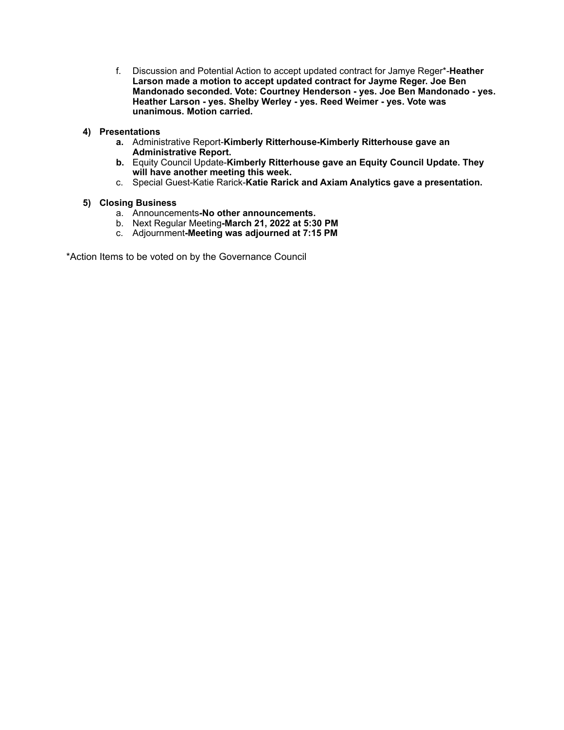f. Discussion and Potential Action to accept updated contract for Jamye Reger*-**Heather Larson made a motion to accept updated contract for Jayme Reger. Joe Ben Mandonado seconded. Vote: Courtney Henderson - yes. Joe Ben Mandonado - yes. Heather Larson - yes. Shelby Werley - yes. Reed Weimer - yes. Vote was unanimous. Motion carried.**

**4) Presentations**

**a.** Administrative Report-**Kimberly Ritterhouse-Kimberly Ritterhouse gave an Administrative Report.**

**b.** Equity Council Update-**Kimberly Ritterhouse gave an Equity Council Update. They will have another meeting this week.**

c. Special Guest-Katie Rarick-**Katie Rarick and Axiam Analytics gave a presentation.**

**5) Closing Business**

a. Announcements**-No other announcements.**

b. Next Regular Meeting**-March 21, 2022 at 5:30 PM**

c. Adjournment**-Meeting was adjourned at 7:15 PM**

*Action Items to be voted on by the Governance Council